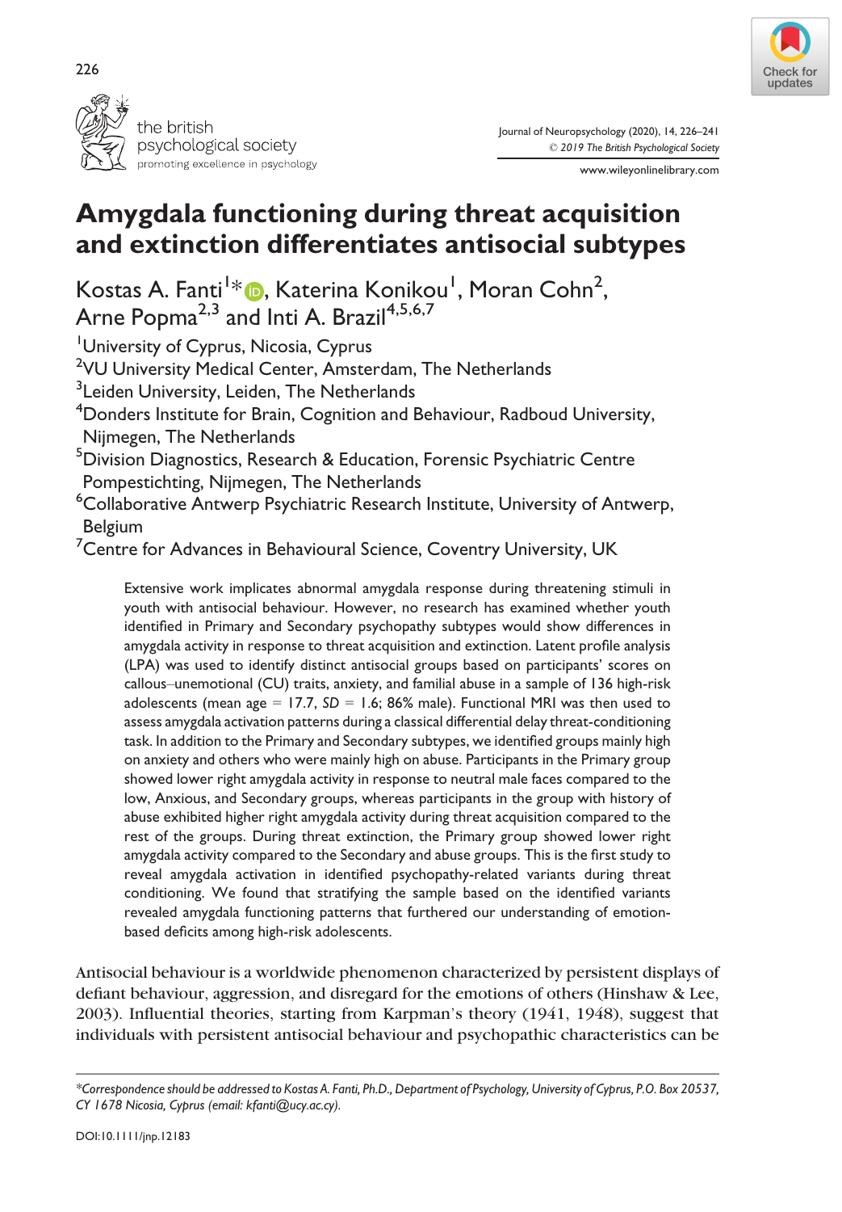# Amygdala functioning during threat acquisition and extinction differentiates antisocial subtypes

Kostas A. Fanti[1]*, Katerina Konikou[1], Moran Cohn[2], Arne Popma[2,3] and Inti A. Brazil[4,5,6,7]

[1]University of Cyprus, Nicosia, Cyprus

[2]VU University Medical Center, Amsterdam, The Netherlands

[3]Leiden University, Leiden, The Netherlands

[4]Donders Institute for Brain, Cognition and Behaviour, Radboud University, Nijmegen, The Netherlands

[5]Division Diagnostics, Research & Education, Forensic Psychiatric Centre Pompestichting, Nijmegen, The Netherlands

[6]Collaborative Antwerp Psychiatric Research Institute, University of Antwerp, Belgium

[7]Centre for Advances in Behavioural Science, Coventry University, UK

Extensive work implicates abnormal amygdala response during threatening stimuli in youth with antisocial behaviour. However, no research has examined whether youth identified in Primary and Secondary psychopathy subtypes would show differences in amygdala activity in response to threat acquisition and extinction. Latent profile analysis (LPA) was used to identify distinct antisocial groups based on participants' scores on callous–unemotional (CU) traits, anxiety, and familial abuse in a sample of 136 high-risk adolescents (mean age = 17.7, *SD* = 1.6; 86% male). Functional MRI was then used to assess amygdala activation patterns during a classical differential delay threat-conditioning task. In addition to the Primary and Secondary subtypes, we identified groups mainly high on anxiety and others who were mainly high on abuse. Participants in the Primary group showed lower right amygdala activity in response to neutral male faces compared to the low, Anxious, and Secondary groups, whereas participants in the group with history of abuse exhibited higher right amygdala activity during threat acquisition compared to the rest of the groups. During threat extinction, the Primary group showed lower right amygdala activity compared to the Secondary and abuse groups. This is the first study to reveal amygdala activation in identified psychopathy-related variants during threat conditioning. We found that stratifying the sample based on the identified variants revealed amygdala functioning patterns that furthered our understanding of emotion-based deficits among high-risk adolescents.

Antisocial behaviour is a worldwide phenomenon characterized by persistent displays of defiant behaviour, aggression, and disregard for the emotions of others (Hinshaw & Lee, 2003). Influential theories, starting from Karpman's theory (1941, 1948), suggest that individuals with persistent antisocial behaviour and psychopathic characteristics can be

*Correspondence should be addressed to Kostas A. Fanti, Ph.D., Department of Psychology, University of Cyprus, P.O. Box 20537, CY 1678 Nicosia, Cyprus (email: kfanti@ucy.ac.cy).

DOI:10.1111/jnp.12183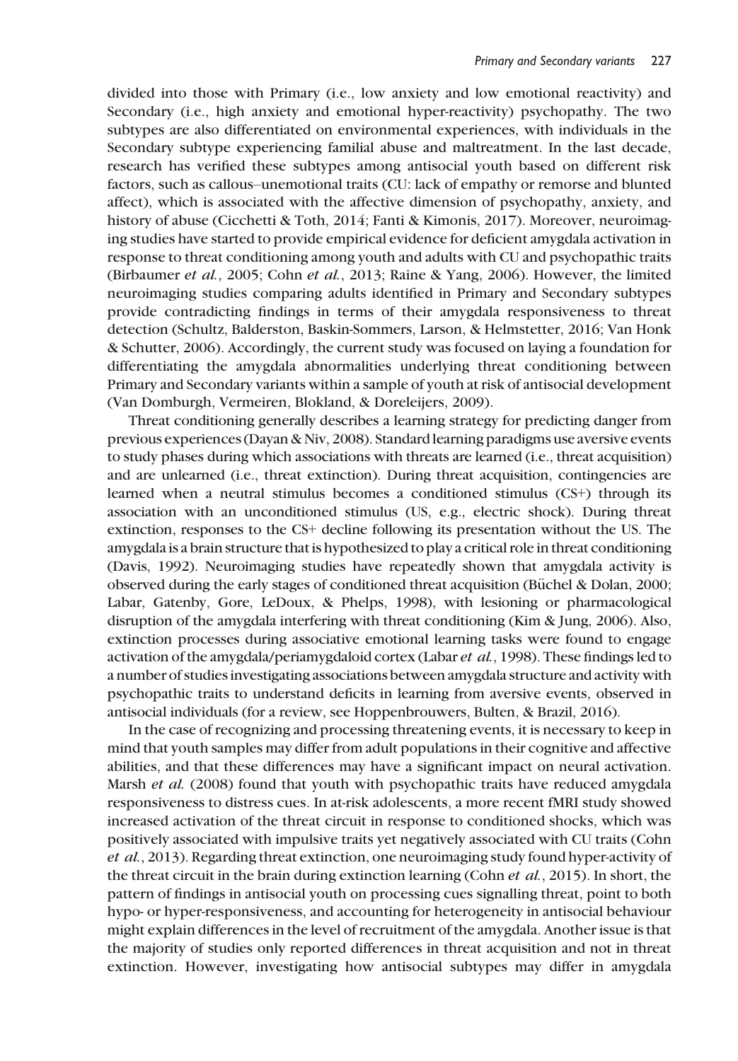divided into those with Primary (i.e., low anxiety and low emotional reactivity) and Secondary (i.e., high anxiety and emotional hyper-reactivity) psychopathy. The two subtypes are also differentiated on environmental experiences, with individuals in the Secondary subtype experiencing familial abuse and maltreatment. In the last decade, research has verified these subtypes among antisocial youth based on different risk factors, such as callous–unemotional traits (CU: lack of empathy or remorse and blunted affect), which is associated with the affective dimension of psychopathy, anxiety, and history of abuse (Cicchetti & Toth, 2014; Fanti & Kimonis, 2017). Moreover, neuroimaging studies have started to provide empirical evidence for deficient amygdala activation in response to threat conditioning among youth and adults with CU and psychopathic traits (Birbaumer *et al.*, 2005; Cohn *et al.*, 2013; Raine & Yang, 2006). However, the limited neuroimaging studies comparing adults identified in Primary and Secondary subtypes provide contradicting findings in terms of their amygdala responsiveness to threat detection (Schultz, Balderston, Baskin-Sommers, Larson, & Helmstetter, 2016; Van Honk & Schutter, 2006). Accordingly, the current study was focused on laying a foundation for differentiating the amygdala abnormalities underlying threat conditioning between Primary and Secondary variants within a sample of youth at risk of antisocial development (Van Domburgh, Vermeiren, Blokland, & Doreleijers, 2009).

Threat conditioning generally describes a learning strategy for predicting danger from previous experiences (Dayan & Niv, 2008). Standard learning paradigms use aversive events to study phases during which associations with threats are learned (i.e., threat acquisition) and are unlearned (i.e., threat extinction). During threat acquisition, contingencies are learned when a neutral stimulus becomes a conditioned stimulus (CS+) through its association with an unconditioned stimulus (US, e.g., electric shock). During threat extinction, responses to the CS+ decline following its presentation without the US. The amygdala is a brain structure that is hypothesized to play a critical role in threat conditioning (Davis, 1992). Neuroimaging studies have repeatedly shown that amygdala activity is observed during the early stages of conditioned threat acquisition (Büchel & Dolan, 2000; Labar, Gatenby, Gore, LeDoux, & Phelps, 1998), with lesioning or pharmacological disruption of the amygdala interfering with threat conditioning (Kim & Jung, 2006). Also, extinction processes during associative emotional learning tasks were found to engage activation of the amygdala/periamygdaloid cortex (Labar *et al.*, 1998). These findings led to a number of studies investigating associations between amygdala structure and activity with psychopathic traits to understand deficits in learning from aversive events, observed in antisocial individuals (for a review, see Hoppenbrouwers, Bulten, & Brazil, 2016).

In the case of recognizing and processing threatening events, it is necessary to keep in mind that youth samples may differ from adult populations in their cognitive and affective abilities, and that these differences may have a significant impact on neural activation. Marsh *et al.* (2008) found that youth with psychopathic traits have reduced amygdala responsiveness to distress cues. In at-risk adolescents, a more recent fMRI study showed increased activation of the threat circuit in response to conditioned shocks, which was positively associated with impulsive traits yet negatively associated with CU traits (Cohn *et al.*, 2013). Regarding threat extinction, one neuroimaging study found hyper-activity of the threat circuit in the brain during extinction learning (Cohn *et al.*, 2015). In short, the pattern of findings in antisocial youth on processing cues signalling threat, point to both hypo- or hyper-responsiveness, and accounting for heterogeneity in antisocial behaviour might explain differences in the level of recruitment of the amygdala. Another issue is that the majority of studies only reported differences in threat acquisition and not in threat extinction. However, investigating how antisocial subtypes may differ in amygdala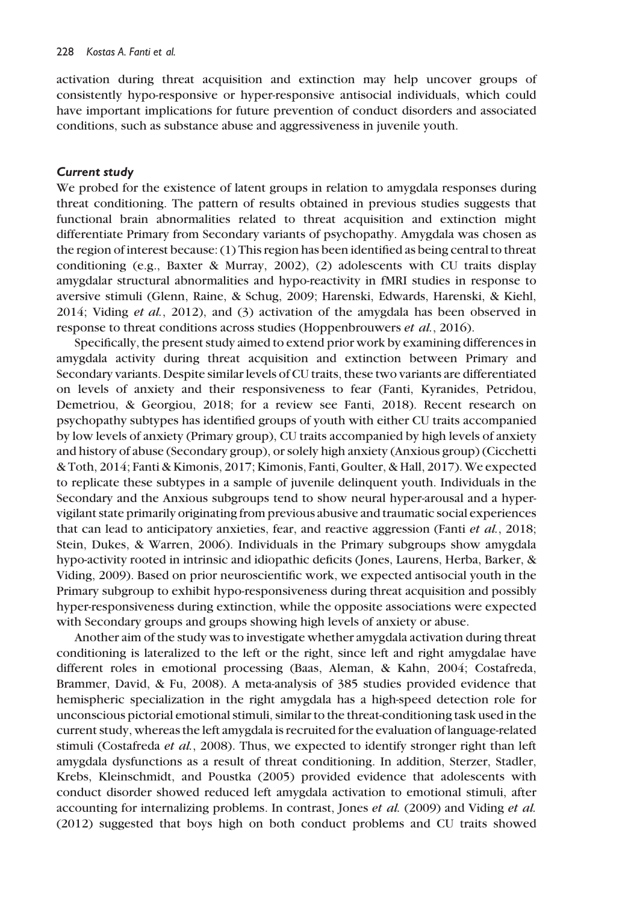activation during threat acquisition and extinction may help uncover groups of consistently hypo-responsive or hyper-responsive antisocial individuals, which could have important implications for future prevention of conduct disorders and associated conditions, such as substance abuse and aggressiveness in juvenile youth.

### *Current study*

We probed for the existence of latent groups in relation to amygdala responses during threat conditioning. The pattern of results obtained in previous studies suggests that functional brain abnormalities related to threat acquisition and extinction might differentiate Primary from Secondary variants of psychopathy. Amygdala was chosen as the region of interest because: (1) This region has been identified as being central to threat conditioning (e.g., Baxter & Murray, 2002), (2) adolescents with CU traits display amygdalar structural abnormalities and hypo-reactivity in fMRI studies in response to aversive stimuli (Glenn, Raine, & Schug, 2009; Harenski, Edwards, Harenski, & Kiehl, 2014; Viding *et al.*, 2012), and (3) activation of the amygdala has been observed in response to threat conditions across studies (Hoppenbrouwers *et al.*, 2016).

Specifically, the present study aimed to extend prior work by examining differences in amygdala activity during threat acquisition and extinction between Primary and Secondary variants. Despite similar levels of CU traits, these two variants are differentiated on levels of anxiety and their responsiveness to fear (Fanti, Kyranides, Petridou, Demetriou, & Georgiou, 2018; for a review see Fanti, 2018). Recent research on psychopathy subtypes has identified groups of youth with either CU traits accompanied by low levels of anxiety (Primary group), CU traits accompanied by high levels of anxiety and history of abuse (Secondary group), or solely high anxiety (Anxious group) (Cicchetti & Toth, 2014; Fanti & Kimonis, 2017; Kimonis, Fanti, Goulter, & Hall, 2017). We expected to replicate these subtypes in a sample of juvenile delinquent youth. Individuals in the Secondary and the Anxious subgroups tend to show neural hyper-arousal and a hyper-vigilant state primarily originating from previous abusive and traumatic social experiences that can lead to anticipatory anxieties, fear, and reactive aggression (Fanti *et al.*, 2018; Stein, Dukes, & Warren, 2006). Individuals in the Primary subgroups show amygdala hypo-activity rooted in intrinsic and idiopathic deficits (Jones, Laurens, Herba, Barker, & Viding, 2009). Based on prior neuroscientific work, we expected antisocial youth in the Primary subgroup to exhibit hypo-responsiveness during threat acquisition and possibly hyper-responsiveness during extinction, while the opposite associations were expected with Secondary groups and groups showing high levels of anxiety or abuse.

Another aim of the study was to investigate whether amygdala activation during threat conditioning is lateralized to the left or the right, since left and right amygdalae have different roles in emotional processing (Baas, Aleman, & Kahn, 2004; Costafreda, Brammer, David, & Fu, 2008). A meta-analysis of 385 studies provided evidence that hemispheric specialization in the right amygdala has a high-speed detection role for unconscious pictorial emotional stimuli, similar to the threat-conditioning task used in the current study, whereas the left amygdala is recruited for the evaluation of language-related stimuli (Costafreda *et al.*, 2008). Thus, we expected to identify stronger right than left amygdala dysfunctions as a result of threat conditioning. In addition, Sterzer, Stadler, Krebs, Kleinschmidt, and Poustka (2005) provided evidence that adolescents with conduct disorder showed reduced left amygdala activation to emotional stimuli, after accounting for internalizing problems. In contrast, Jones *et al.* (2009) and Viding *et al.* (2012) suggested that boys high on both conduct problems and CU traits showed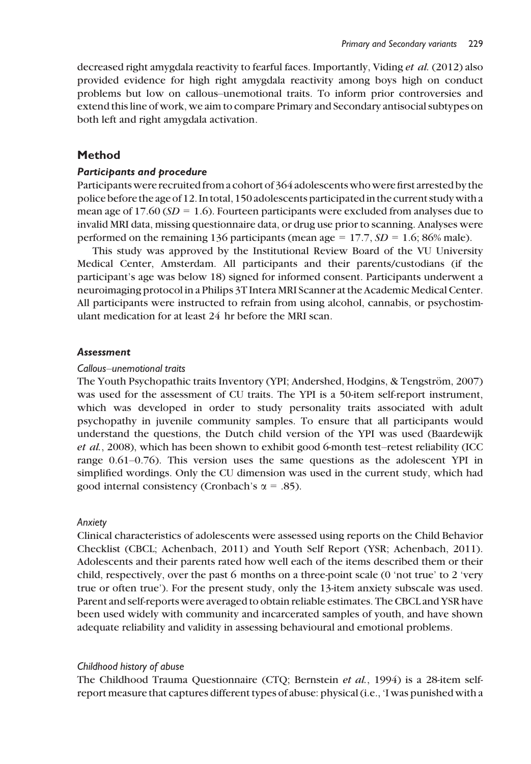decreased right amygdala reactivity to fearful faces. Importantly, Viding *et al.* (2012) also provided evidence for high right amygdala reactivity among boys high on conduct problems but low on callous–unemotional traits. To inform prior controversies and extend this line of work, we aim to compare Primary and Secondary antisocial subtypes on both left and right amygdala activation.

## Method

### *Participants and procedure*

Participants were recruited from a cohort of 364 adolescents who were first arrested by the police before the age of 12. In total, 150 adolescents participated in the current study with a mean age of 17.60 ($SD = 1.6$). Fourteen participants were excluded from analyses due to invalid MRI data, missing questionnaire data, or drug use prior to scanning. Analyses were performed on the remaining 136 participants (mean age = 17.7, $SD = 1.6$; 86% male).

This study was approved by the Institutional Review Board of the VU University Medical Center, Amsterdam. All participants and their parents/custodians (if the participant's age was below 18) signed for informed consent. Participants underwent a neuroimaging protocol in a Philips 3T Intera MRI Scanner at the Academic Medical Center. All participants were instructed to refrain from using alcohol, cannabis, or psychostimulant medication for at least 24 hr before the MRI scan.

### *Assessment*

#### *Callous–unemotional traits*

The Youth Psychopathic traits Inventory (YPI; Andershed, Hodgins, & Tengström, 2007) was used for the assessment of CU traits. The YPI is a 50-item self-report instrument, which was developed in order to study personality traits associated with adult psychopathy in juvenile community samples. To ensure that all participants would understand the questions, the Dutch child version of the YPI was used (Baardewijk *et al.*, 2008), which has been shown to exhibit good 6-month test–retest reliability (ICC range 0.61–0.76). This version uses the same questions as the adolescent YPI in simplified wordings. Only the CU dimension was used in the current study, which had good internal consistency (Cronbach's $\alpha = .85$).

#### *Anxiety*

Clinical characteristics of adolescents were assessed using reports on the Child Behavior Checklist (CBCL; Achenbach, 2011) and Youth Self Report (YSR; Achenbach, 2011). Adolescents and their parents rated how well each of the items described them or their child, respectively, over the past 6 months on a three-point scale (0 'not true' to 2 'very true or often true'). For the present study, only the 13-item anxiety subscale was used. Parent and self-reports were averaged to obtain reliable estimates. The CBCL and YSR have been used widely with community and incarcerated samples of youth, and have shown adequate reliability and validity in assessing behavioural and emotional problems.

#### *Childhood history of abuse*

The Childhood Trauma Questionnaire (CTQ; Bernstein *et al.*, 1994) is a 28-item self-report measure that captures different types of abuse: physical (i.e., 'I was punished with a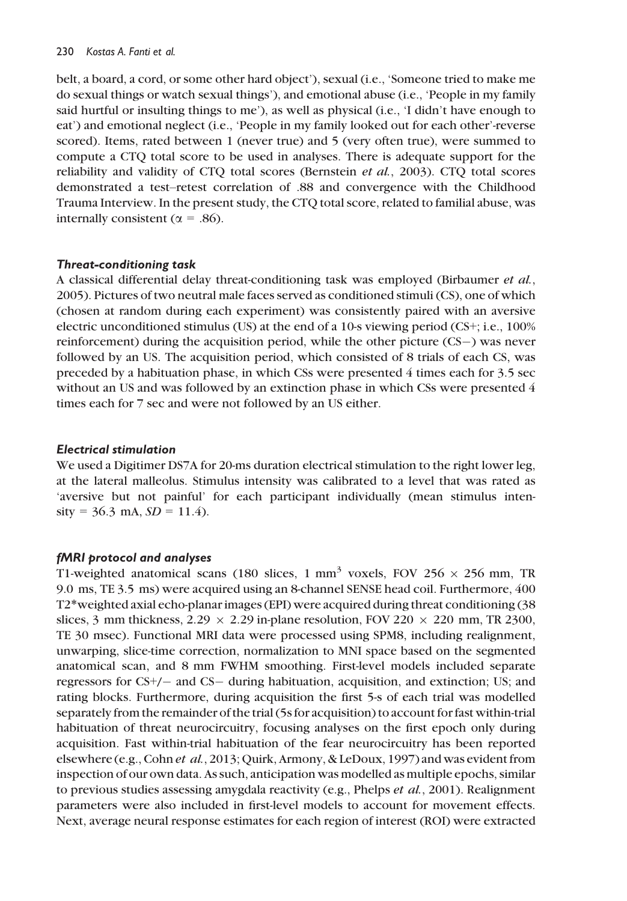belt, a board, a cord, or some other hard object'), sexual (i.e., 'Someone tried to make me do sexual things or watch sexual things'), and emotional abuse (i.e., 'People in my family said hurtful or insulting things to me'), as well as physical (i.e., 'I didn't have enough to eat') and emotional neglect (i.e., 'People in my family looked out for each other'-reverse scored). Items, rated between 1 (never true) and 5 (very often true), were summed to compute a CTQ total score to be used in analyses. There is adequate support for the reliability and validity of CTQ total scores (Bernstein *et al.*, 2003). CTQ total scores demonstrated a test–retest correlation of .88 and convergence with the Childhood Trauma Interview. In the present study, the CTQ total score, related to familial abuse, was internally consistent ($\alpha$ = .86).

#### *Threat-conditioning task*

A classical differential delay threat-conditioning task was employed (Birbaumer *et al.*, 2005). Pictures of two neutral male faces served as conditioned stimuli (CS), one of which (chosen at random during each experiment) was consistently paired with an aversive electric unconditioned stimulus (US) at the end of a 10-s viewing period (CS+; i.e., 100% reinforcement) during the acquisition period, while the other picture (CS−) was never followed by an US. The acquisition period, which consisted of 8 trials of each CS, was preceded by a habituation phase, in which CSs were presented 4 times each for 3.5 sec without an US and was followed by an extinction phase in which CSs were presented 4 times each for 7 sec and were not followed by an US either.

#### *Electrical stimulation*

We used a Digitimer DS7A for 20-ms duration electrical stimulation to the right lower leg, at the lateral malleolus. Stimulus intensity was calibrated to a level that was rated as 'aversive but not painful' for each participant individually (mean stimulus intensity = 36.3 mA, *SD* = 11.4).

#### *fMRI protocol and analyses*

T1-weighted anatomical scans (180 slices, 1 mm$^3$ voxels, FOV 256 $\times$ 256 mm, TR 9.0 ms, TE 3.5 ms) were acquired using an 8-channel SENSE head coil. Furthermore, 400 T2*weighted axial echo-planar images (EPI) were acquired during threat conditioning (38 slices, 3 mm thickness, 2.29 $\times$ 2.29 in-plane resolution, FOV 220 $\times$ 220 mm, TR 2300, TE 30 msec). Functional MRI data were processed using SPM8, including realignment, unwarping, slice-time correction, normalization to MNI space based on the segmented anatomical scan, and 8 mm FWHM smoothing. First-level models included separate regressors for CS+/− and CS− during habituation, acquisition, and extinction; US; and rating blocks. Furthermore, during acquisition the first 5-s of each trial was modelled separately from the remainder of the trial (5s for acquisition) to account for fast within-trial habituation of threat neurocircuitry, focusing analyses on the first epoch only during acquisition. Fast within-trial habituation of the fear neurocircuitry has been reported elsewhere (e.g., Cohn *et al.*, 2013; Quirk, Armony, & LeDoux, 1997) and was evident from inspection of our own data. As such, anticipation was modelled as multiple epochs, similar to previous studies assessing amygdala reactivity (e.g., Phelps *et al.*, 2001). Realignment parameters were also included in first-level models to account for movement effects. Next, average neural response estimates for each region of interest (ROI) were extracted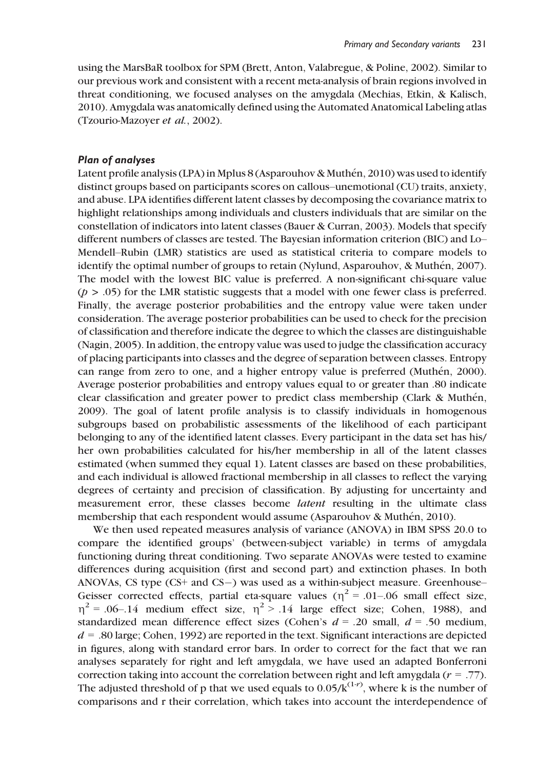using the MarsBaR toolbox for SPM (Brett, Anton, Valabregue, & Poline, 2002). Similar to our previous work and consistent with a recent meta-analysis of brain regions involved in threat conditioning, we focused analyses on the amygdala (Mechias, Etkin, & Kalisch, 2010). Amygdala was anatomically defined using the Automated Anatomical Labeling atlas (Tzourio-Mazoyer *et al.*, 2002).

### *Plan of analyses*

Latent profile analysis (LPA) in Mplus 8 (Asparouhov & Muthén, 2010) was used to identify distinct groups based on participants scores on callous–unemotional (CU) traits, anxiety, and abuse. LPA identifies different latent classes by decomposing the covariance matrix to highlight relationships among individuals and clusters individuals that are similar on the constellation of indicators into latent classes (Bauer & Curran, 2003). Models that specify different numbers of classes are tested. The Bayesian information criterion (BIC) and Lo–Mendell–Rubin (LMR) statistics are used as statistical criteria to compare models to identify the optimal number of groups to retain (Nylund, Asparouhov, & Muthén, 2007). The model with the lowest BIC value is preferred. A non-significant chi-square value ($p > .05$) for the LMR statistic suggests that a model with one fewer class is preferred. Finally, the average posterior probabilities and the entropy value were taken under consideration. The average posterior probabilities can be used to check for the precision of classification and therefore indicate the degree to which the classes are distinguishable (Nagin, 2005). In addition, the entropy value was used to judge the classification accuracy of placing participants into classes and the degree of separation between classes. Entropy can range from zero to one, and a higher entropy value is preferred (Muthén, 2000). Average posterior probabilities and entropy values equal to or greater than .80 indicate clear classification and greater power to predict class membership (Clark & Muthén, 2009). The goal of latent profile analysis is to classify individuals in homogenous subgroups based on probabilistic assessments of the likelihood of each participant belonging to any of the identified latent classes. Every participant in the data set has his/her own probabilities calculated for his/her membership in all of the latent classes estimated (when summed they equal 1). Latent classes are based on these probabilities, and each individual is allowed fractional membership in all classes to reflect the varying degrees of certainty and precision of classification. By adjusting for uncertainty and measurement error, these classes become *latent* resulting in the ultimate class membership that each respondent would assume (Asparouhov & Muthén, 2010).

We then used repeated measures analysis of variance (ANOVA) in IBM SPSS 20.0 to compare the identified groups' (between-subject variable) in terms of amygdala functioning during threat conditioning. Two separate ANOVAs were tested to examine differences during acquisition (first and second part) and extinction phases. In both ANOVAs, CS type (CS+ and CS−) was used as a within-subject measure. Greenhouse–Geisser corrected effects, partial eta-square values ($\eta^2 = .01$–$.06$ small effect size, $\eta^2 = .06$–$.14$ medium effect size, $\eta^2 > .14$ large effect size; Cohen, 1988), and standardized mean difference effect sizes (Cohen's $d = .20$ small, $d = .50$ medium, $d = .80$ large; Cohen, 1992) are reported in the text. Significant interactions are depicted in figures, along with standard error bars. In order to correct for the fact that we ran analyses separately for right and left amygdala, we have used an adapted Bonferroni correction taking into account the correlation between right and left amygdala ($r = .77$). The adjusted threshold of p that we used equals to $0.05/k^{(1-r)}$, where k is the number of comparisons and r their correlation, which takes into account the interdependence of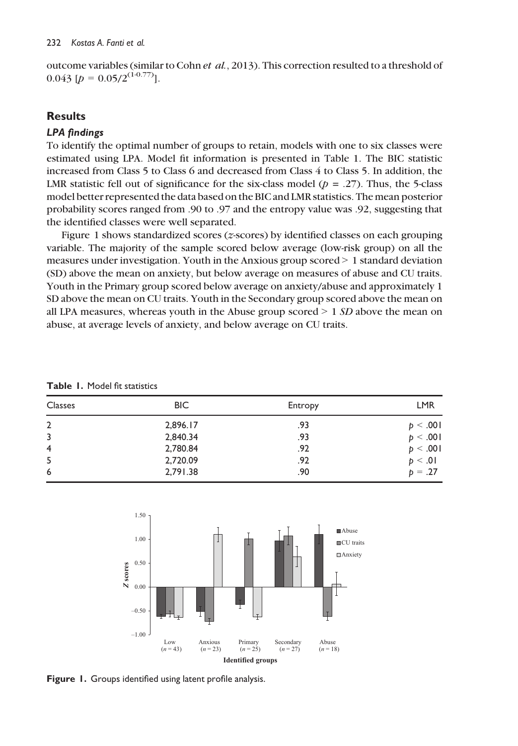outcome variables (similar to Cohn *et al.*, 2013). This correction resulted to a threshold of 0.043 [$p = 0.05/2^{(1-0.77)}$].

## Results

### LPA findings

To identify the optimal number of groups to retain, models with one to six classes were estimated using LPA. Model fit information is presented in Table 1. The BIC statistic increased from Class 5 to Class 6 and decreased from Class 4 to Class 5. In addition, the LMR statistic fell out of significance for the six-class model ($p = .27$). Thus, the 5-class model better represented the data based on the BIC and LMR statistics. The mean posterior probability scores ranged from .90 to .97 and the entropy value was .92, suggesting that the identified classes were well separated.

Figure 1 shows standardized scores (*z*-scores) by identified classes on each grouping variable. The majority of the sample scored below average (low-risk group) on all the measures under investigation. Youth in the Anxious group scored > 1 standard deviation (SD) above the mean on anxiety, but below average on measures of abuse and CU traits. Youth in the Primary group scored below average on anxiety/abuse and approximately 1 SD above the mean on CU traits. Youth in the Secondary group scored above the mean on all LPA measures, whereas youth in the Abuse group scored > 1 *SD* above the mean on abuse, at average levels of anxiety, and below average on CU traits.

**Table 1.** Model fit statistics

| Classes | BIC | Entropy | LMR |
|---|---|---|---|
| 2 | 2,896.17 | .93 | $p < .001$ |
| 3 | 2,840.34 | .93 | $p < .001$ |
| 4 | 2,780.84 | .92 | $p < .001$ |
| 5 | 2,720.09 | .92 | $p < .01$ |
| 6 | 2,791.38 | .90 | $p = .27$ |

**Figure 1.** Groups identified using latent profile analysis.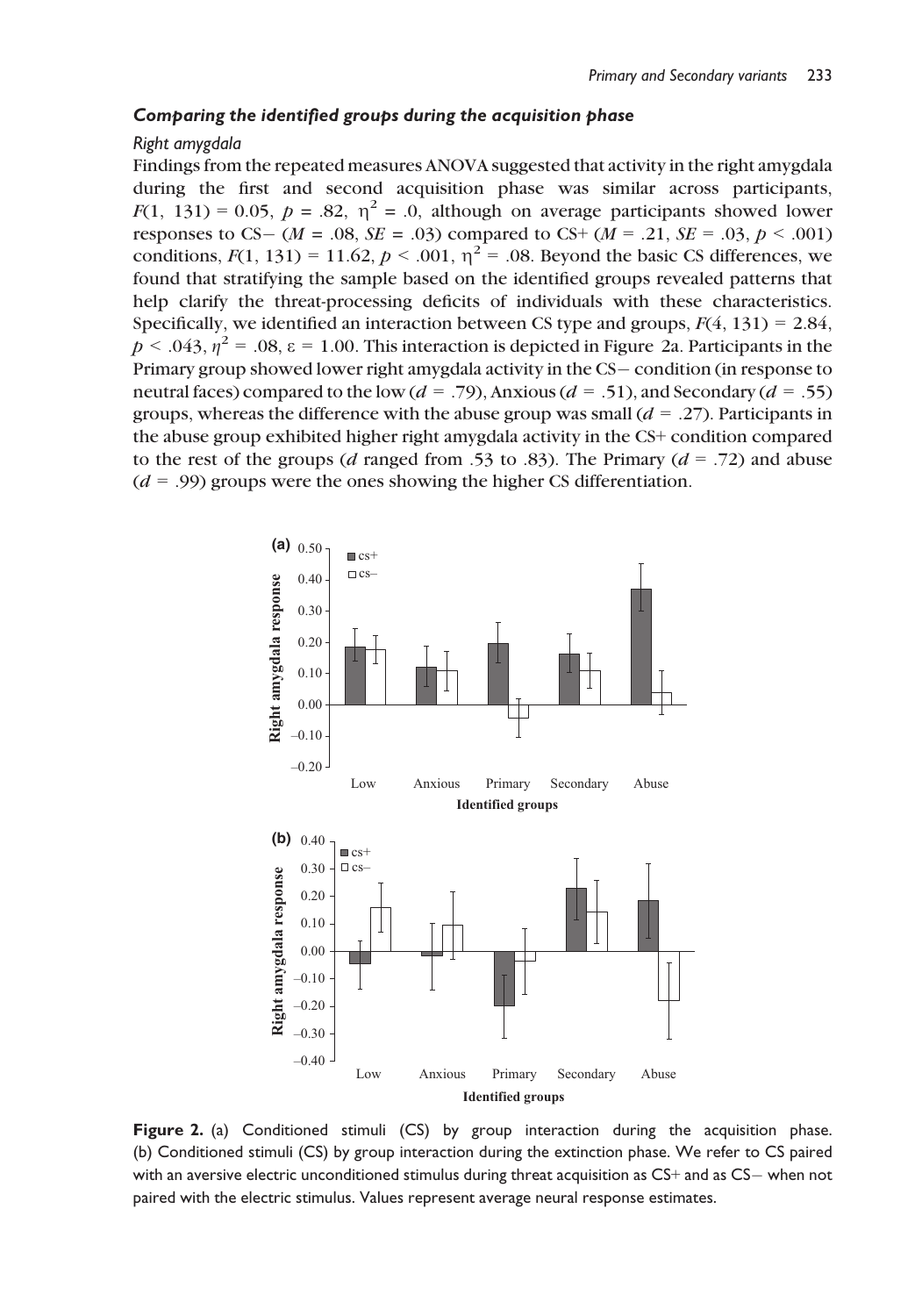### *Comparing the identified groups during the acquisition phase*

*Right amygdala*

Findings from the repeated measures ANOVA suggested that activity in the right amygdala during the first and second acquisition phase was similar across participants, $F(1, 131) = 0.05$, $p = .82$, $\eta^2 = .0$, although on average participants showed lower responses to CS− ($M = .08$, $SE = .03$) compared to CS+ ($M = .21$, $SE = .03$, $p < .001$) conditions, $F(1, 131) = 11.62$, $p < .001$, $\eta^2 = .08$. Beyond the basic CS differences, we found that stratifying the sample based on the identified groups revealed patterns that help clarify the threat-processing deficits of individuals with these characteristics. Specifically, we identified an interaction between CS type and groups, $F(4, 131) = 2.84$, $p < .043$, $\eta^2 = .08$, $\varepsilon = 1.00$. This interaction is depicted in Figure 2a. Participants in the Primary group showed lower right amygdala activity in the CS− condition (in response to neutral faces) compared to the low ($d = .79$), Anxious ($d = .51$), and Secondary ($d = .55$) groups, whereas the difference with the abuse group was small ($d = .27$). Participants in the abuse group exhibited higher right amygdala activity in the CS+ condition compared to the rest of the groups ($d$ ranged from .53 to .83). The Primary ($d = .72$) and abuse ($d = .99$) groups were the ones showing the higher CS differentiation.

**Figure 2.** (a) Conditioned stimuli (CS) by group interaction during the acquisition phase. (b) Conditioned stimuli (CS) by group interaction during the extinction phase. We refer to CS paired with an aversive electric unconditioned stimulus during threat acquisition as CS+ and as CS− when not paired with the electric stimulus. Values represent average neural response estimates.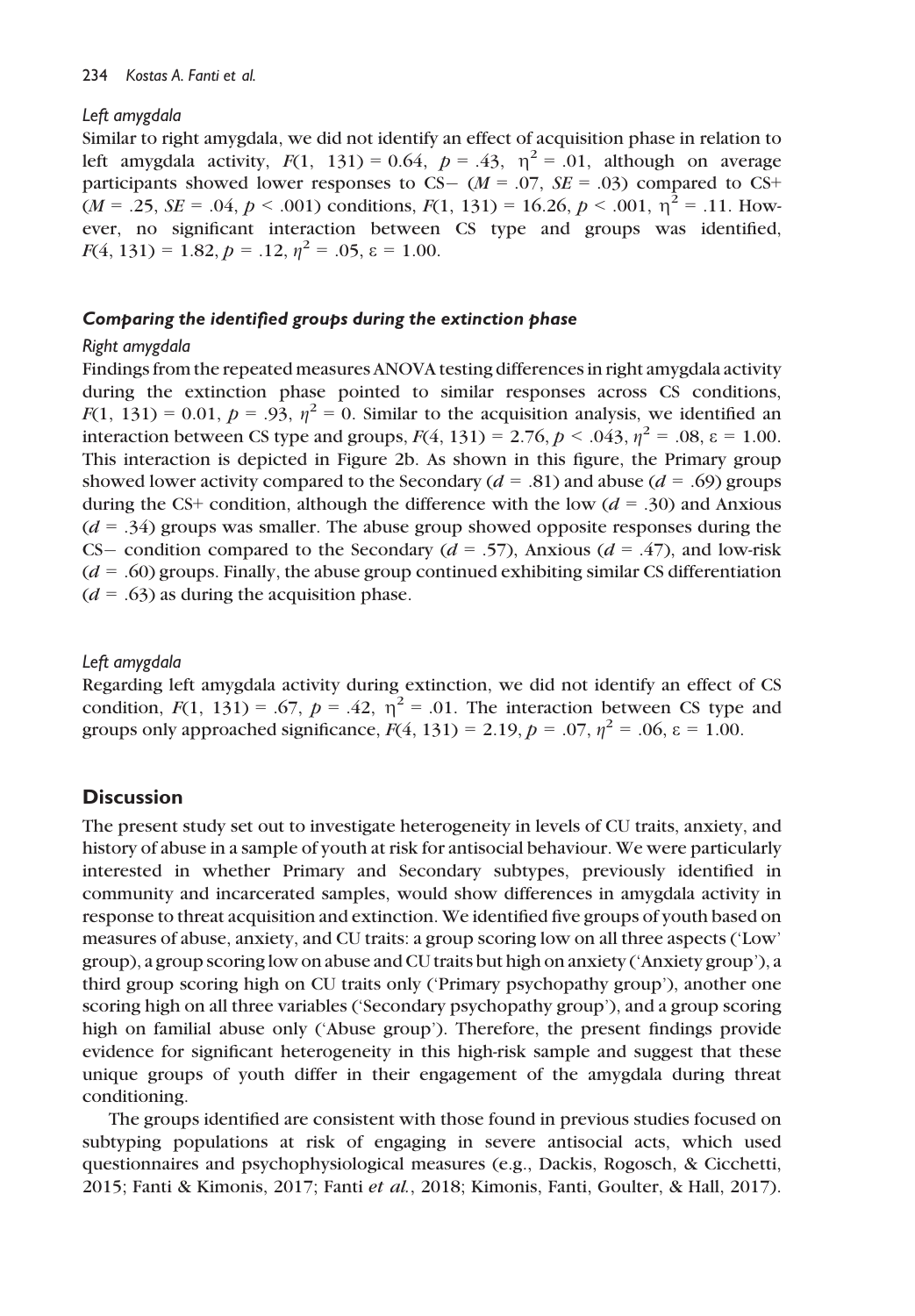#### Left amygdala

Similar to right amygdala, we did not identify an effect of acquisition phase in relation to left amygdala activity, $F(1, 131) = 0.64$, $p = .43$, $\eta^2 = .01$, although on average participants showed lower responses to CS− ($M = .07$, $SE = .03$) compared to CS+ ($M = .25$, $SE = .04$, $p < .001$) conditions, $F(1, 131) = 16.26$, $p < .001$, $\eta^2 = .11$. However, no significant interaction between CS type and groups was identified, $F(4, 131) = 1.82$, $p = .12$, $\eta^2 = .05$, $\varepsilon = 1.00$.

### Comparing the identified groups during the extinction phase

#### Right amygdala

Findings from the repeated measures ANOVA testing differences in right amygdala activity during the extinction phase pointed to similar responses across CS conditions, $F(1, 131) = 0.01$, $p = .93$, $\eta^2 = 0$. Similar to the acquisition analysis, we identified an interaction between CS type and groups, $F(4, 131) = 2.76$, $p < .043$, $\eta^2 = .08$, $\varepsilon = 1.00$. This interaction is depicted in Figure 2b. As shown in this figure, the Primary group showed lower activity compared to the Secondary ($d = .81$) and abuse ($d = .69$) groups during the CS+ condition, although the difference with the low ($d = .30$) and Anxious ($d = .34$) groups was smaller. The abuse group showed opposite responses during the CS− condition compared to the Secondary ($d = .57$), Anxious ($d = .47$), and low-risk ($d = .60$) groups. Finally, the abuse group continued exhibiting similar CS differentiation ($d = .63$) as during the acquisition phase.

#### Left amygdala

Regarding left amygdala activity during extinction, we did not identify an effect of CS condition, $F(1, 131) = .67$, $p = .42$, $\eta^2 = .01$. The interaction between CS type and groups only approached significance, $F(4, 131) = 2.19$, $p = .07$, $\eta^2 = .06$, $\varepsilon = 1.00$.

## Discussion

The present study set out to investigate heterogeneity in levels of CU traits, anxiety, and history of abuse in a sample of youth at risk for antisocial behaviour. We were particularly interested in whether Primary and Secondary subtypes, previously identified in community and incarcerated samples, would show differences in amygdala activity in response to threat acquisition and extinction. We identified five groups of youth based on measures of abuse, anxiety, and CU traits: a group scoring low on all three aspects ('Low' group), a group scoring low on abuse and CU traits but high on anxiety ('Anxiety group'), a third group scoring high on CU traits only ('Primary psychopathy group'), another one scoring high on all three variables ('Secondary psychopathy group'), and a group scoring high on familial abuse only ('Abuse group'). Therefore, the present findings provide evidence for significant heterogeneity in this high-risk sample and suggest that these unique groups of youth differ in their engagement of the amygdala during threat conditioning.

The groups identified are consistent with those found in previous studies focused on subtyping populations at risk of engaging in severe antisocial acts, which used questionnaires and psychophysiological measures (e.g., Dackis, Rogosch, & Cicchetti, 2015; Fanti & Kimonis, 2017; Fanti *et al.*, 2018; Kimonis, Fanti, Goulter, & Hall, 2017).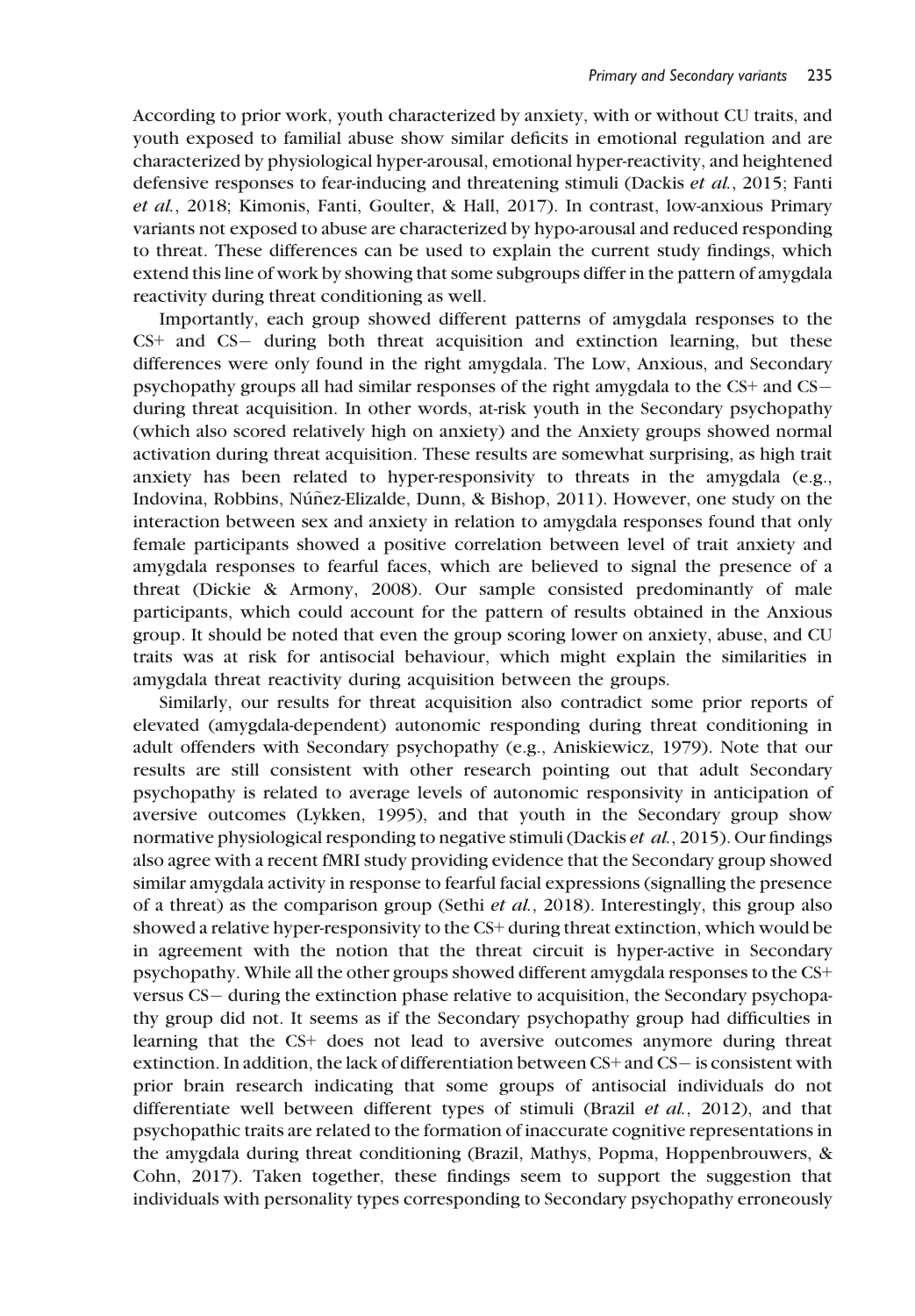According to prior work, youth characterized by anxiety, with or without CU traits, and youth exposed to familial abuse show similar deficits in emotional regulation and are characterized by physiological hyper-arousal, emotional hyper-reactivity, and heightened defensive responses to fear-inducing and threatening stimuli (Dackis *et al.*, 2015; Fanti *et al.*, 2018; Kimonis, Fanti, Goulter, & Hall, 2017). In contrast, low-anxious Primary variants not exposed to abuse are characterized by hypo-arousal and reduced responding to threat. These differences can be used to explain the current study findings, which extend this line of work by showing that some subgroups differ in the pattern of amygdala reactivity during threat conditioning as well.

Importantly, each group showed different patterns of amygdala responses to the CS+ and CS− during both threat acquisition and extinction learning, but these differences were only found in the right amygdala. The Low, Anxious, and Secondary psychopathy groups all had similar responses of the right amygdala to the CS+ and CS− during threat acquisition. In other words, at-risk youth in the Secondary psychopathy (which also scored relatively high on anxiety) and the Anxiety groups showed normal activation during threat acquisition. These results are somewhat surprising, as high trait anxiety has been related to hyper-responsivity to threats in the amygdala (e.g., Indovina, Robbins, Núñez-Elizalde, Dunn, & Bishop, 2011). However, one study on the interaction between sex and anxiety in relation to amygdala responses found that only female participants showed a positive correlation between level of trait anxiety and amygdala responses to fearful faces, which are believed to signal the presence of a threat (Dickie & Armony, 2008). Our sample consisted predominantly of male participants, which could account for the pattern of results obtained in the Anxious group. It should be noted that even the group scoring lower on anxiety, abuse, and CU traits was at risk for antisocial behaviour, which might explain the similarities in amygdala threat reactivity during acquisition between the groups.

Similarly, our results for threat acquisition also contradict some prior reports of elevated (amygdala-dependent) autonomic responding during threat conditioning in adult offenders with Secondary psychopathy (e.g., Aniskiewicz, 1979). Note that our results are still consistent with other research pointing out that adult Secondary psychopathy is related to average levels of autonomic responsivity in anticipation of aversive outcomes (Lykken, 1995), and that youth in the Secondary group show normative physiological responding to negative stimuli (Dackis *et al.*, 2015). Our findings also agree with a recent fMRI study providing evidence that the Secondary group showed similar amygdala activity in response to fearful facial expressions (signalling the presence of a threat) as the comparison group (Sethi *et al.*, 2018). Interestingly, this group also showed a relative hyper-responsivity to the CS+ during threat extinction, which would be in agreement with the notion that the threat circuit is hyper-active in Secondary psychopathy. While all the other groups showed different amygdala responses to the CS+ versus CS− during the extinction phase relative to acquisition, the Secondary psychopathy group did not. It seems as if the Secondary psychopathy group had difficulties in learning that the CS+ does not lead to aversive outcomes anymore during threat extinction. In addition, the lack of differentiation between CS+ and CS− is consistent with prior brain research indicating that some groups of antisocial individuals do not differentiate well between different types of stimuli (Brazil *et al.*, 2012), and that psychopathic traits are related to the formation of inaccurate cognitive representations in the amygdala during threat conditioning (Brazil, Mathys, Popma, Hoppenbrouwers, & Cohn, 2017). Taken together, these findings seem to support the suggestion that individuals with personality types corresponding to Secondary psychopathy erroneously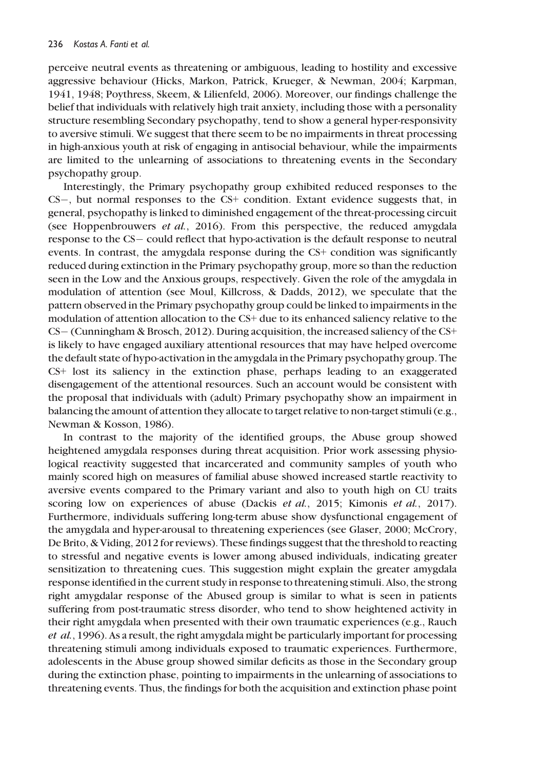perceive neutral events as threatening or ambiguous, leading to hostility and excessive aggressive behaviour (Hicks, Markon, Patrick, Krueger, & Newman, 2004; Karpman, 1941, 1948; Poythress, Skeem, & Lilienfeld, 2006). Moreover, our findings challenge the belief that individuals with relatively high trait anxiety, including those with a personality structure resembling Secondary psychopathy, tend to show a general hyper-responsivity to aversive stimuli. We suggest that there seem to be no impairments in threat processing in high-anxious youth at risk of engaging in antisocial behaviour, while the impairments are limited to the unlearning of associations to threatening events in the Secondary psychopathy group.

Interestingly, the Primary psychopathy group exhibited reduced responses to the CS−, but normal responses to the CS+ condition. Extant evidence suggests that, in general, psychopathy is linked to diminished engagement of the threat-processing circuit (see Hoppenbrouwers *et al.*, 2016). From this perspective, the reduced amygdala response to the CS− could reflect that hypo-activation is the default response to neutral events. In contrast, the amygdala response during the CS+ condition was significantly reduced during extinction in the Primary psychopathy group, more so than the reduction seen in the Low and the Anxious groups, respectively. Given the role of the amygdala in modulation of attention (see Moul, Killcross, & Dadds, 2012), we speculate that the pattern observed in the Primary psychopathy group could be linked to impairments in the modulation of attention allocation to the CS+ due to its enhanced saliency relative to the CS− (Cunningham & Brosch, 2012). During acquisition, the increased saliency of the CS+ is likely to have engaged auxiliary attentional resources that may have helped overcome the default state of hypo-activation in the amygdala in the Primary psychopathy group. The CS+ lost its saliency in the extinction phase, perhaps leading to an exaggerated disengagement of the attentional resources. Such an account would be consistent with the proposal that individuals with (adult) Primary psychopathy show an impairment in balancing the amount of attention they allocate to target relative to non-target stimuli (e.g., Newman & Kosson, 1986).

In contrast to the majority of the identified groups, the Abuse group showed heightened amygdala responses during threat acquisition. Prior work assessing physiological reactivity suggested that incarcerated and community samples of youth who mainly scored high on measures of familial abuse showed increased startle reactivity to aversive events compared to the Primary variant and also to youth high on CU traits scoring low on experiences of abuse (Dackis *et al.*, 2015; Kimonis *et al.*, 2017). Furthermore, individuals suffering long-term abuse show dysfunctional engagement of the amygdala and hyper-arousal to threatening experiences (see Glaser, 2000; McCrory, De Brito, & Viding, 2012 for reviews). These findings suggest that the threshold to reacting to stressful and negative events is lower among abused individuals, indicating greater sensitization to threatening cues. This suggestion might explain the greater amygdala response identified in the current study in response to threatening stimuli. Also, the strong right amygdalar response of the Abused group is similar to what is seen in patients suffering from post-traumatic stress disorder, who tend to show heightened activity in their right amygdala when presented with their own traumatic experiences (e.g., Rauch *et al.*, 1996). As a result, the right amygdala might be particularly important for processing threatening stimuli among individuals exposed to traumatic experiences. Furthermore, adolescents in the Abuse group showed similar deficits as those in the Secondary group during the extinction phase, pointing to impairments in the unlearning of associations to threatening events. Thus, the findings for both the acquisition and extinction phase point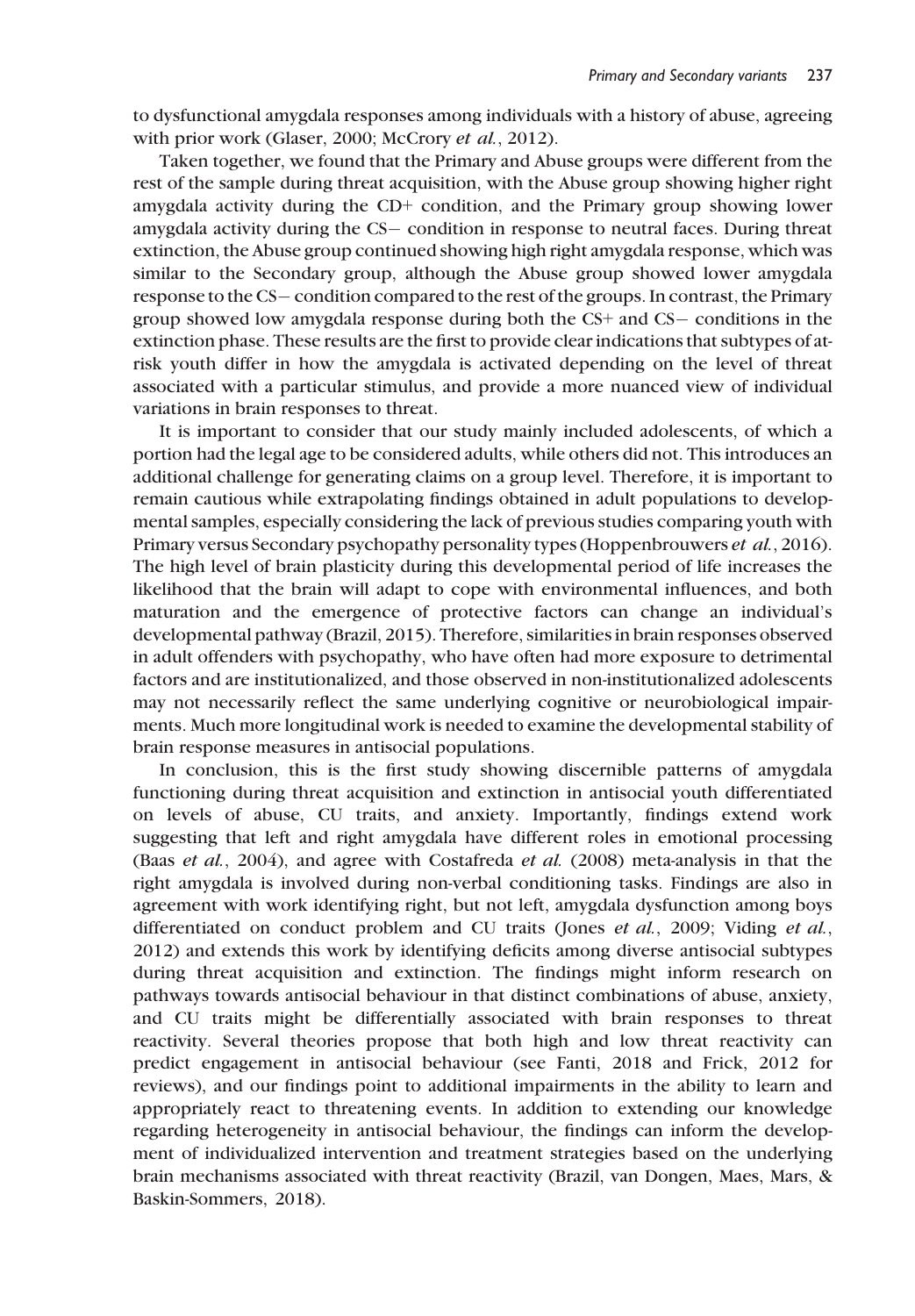to dysfunctional amygdala responses among individuals with a history of abuse, agreeing with prior work (Glaser, 2000; McCrory *et al.*, 2012).

Taken together, we found that the Primary and Abuse groups were different from the rest of the sample during threat acquisition, with the Abuse group showing higher right amygdala activity during the CD+ condition, and the Primary group showing lower amygdala activity during the CS− condition in response to neutral faces. During threat extinction, the Abuse group continued showing high right amygdala response, which was similar to the Secondary group, although the Abuse group showed lower amygdala response to the CS− condition compared to the rest of the groups. In contrast, the Primary group showed low amygdala response during both the CS+ and CS− conditions in the extinction phase. These results are the first to provide clear indications that subtypes of at-risk youth differ in how the amygdala is activated depending on the level of threat associated with a particular stimulus, and provide a more nuanced view of individual variations in brain responses to threat.

It is important to consider that our study mainly included adolescents, of which a portion had the legal age to be considered adults, while others did not. This introduces an additional challenge for generating claims on a group level. Therefore, it is important to remain cautious while extrapolating findings obtained in adult populations to developmental samples, especially considering the lack of previous studies comparing youth with Primary versus Secondary psychopathy personality types (Hoppenbrouwers *et al.*, 2016). The high level of brain plasticity during this developmental period of life increases the likelihood that the brain will adapt to cope with environmental influences, and both maturation and the emergence of protective factors can change an individual's developmental pathway (Brazil, 2015). Therefore, similarities in brain responses observed in adult offenders with psychopathy, who have often had more exposure to detrimental factors and are institutionalized, and those observed in non-institutionalized adolescents may not necessarily reflect the same underlying cognitive or neurobiological impairments. Much more longitudinal work is needed to examine the developmental stability of brain response measures in antisocial populations.

In conclusion, this is the first study showing discernible patterns of amygdala functioning during threat acquisition and extinction in antisocial youth differentiated on levels of abuse, CU traits, and anxiety. Importantly, findings extend work suggesting that left and right amygdala have different roles in emotional processing (Baas *et al.*, 2004), and agree with Costafreda *et al.* (2008) meta-analysis in that the right amygdala is involved during non-verbal conditioning tasks. Findings are also in agreement with work identifying right, but not left, amygdala dysfunction among boys differentiated on conduct problem and CU traits (Jones *et al.*, 2009; Viding *et al.*, 2012) and extends this work by identifying deficits among diverse antisocial subtypes during threat acquisition and extinction. The findings might inform research on pathways towards antisocial behaviour in that distinct combinations of abuse, anxiety, and CU traits might be differentially associated with brain responses to threat reactivity. Several theories propose that both high and low threat reactivity can predict engagement in antisocial behaviour (see Fanti, 2018 and Frick, 2012 for reviews), and our findings point to additional impairments in the ability to learn and appropriately react to threatening events. In addition to extending our knowledge regarding heterogeneity in antisocial behaviour, the findings can inform the development of individualized intervention and treatment strategies based on the underlying brain mechanisms associated with threat reactivity (Brazil, van Dongen, Maes, Mars, & Baskin-Sommers, 2018).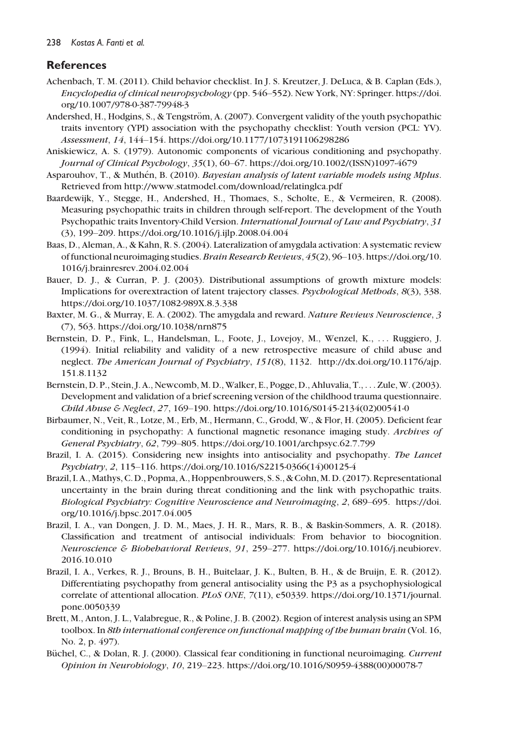## References

Achenbach, T. M. (2011). Child behavior checklist. In J. S. Kreutzer, J. DeLuca, & B. Caplan (Eds.), *Encyclopedia of clinical neuropsychology* (pp. 546–552). New York, NY: Springer. https://doi.org/10.1007/978-0-387-79948-3

Andershed, H., Hodgins, S., & Tengström, A. (2007). Convergent validity of the youth psychopathic traits inventory (YPI) association with the psychopathy checklist: Youth version (PCL: YV). *Assessment*, *14*, 144–154. https://doi.org/10.1177/1073191106298286

Aniskiewicz, A. S. (1979). Autonomic components of vicarious conditioning and psychopathy. *Journal of Clinical Psychology*, *35*(1), 60–67. https://doi.org/10.1002/(ISSN)1097-4679

Asparouhov, T., & Muthén, B. (2010). *Bayesian analysis of latent variable models using Mplus*. Retrieved from http://www.statmodel.com/download/relatinglca.pdf

Baardewijk, Y., Stegge, H., Andershed, H., Thomaes, S., Scholte, E., & Vermeiren, R. (2008). Measuring psychopathic traits in children through self-report. The development of the Youth Psychopathic traits Inventory-Child Version. *International Journal of Law and Psychiatry*, *31* (3), 199–209. https://doi.org/10.1016/j.ijlp.2008.04.004

Baas, D., Aleman, A., & Kahn, R. S. (2004). Lateralization of amygdala activation: A systematic review of functional neuroimaging studies. *Brain Research Reviews*, *45*(2), 96–103. https://doi.org/10.1016/j.brainresrev.2004.02.004

Bauer, D. J., & Curran, P. J. (2003). Distributional assumptions of growth mixture models: Implications for overextraction of latent trajectory classes. *Psychological Methods*, *8*(3), 338. https://doi.org/10.1037/1082-989X.8.3.338

Baxter, M. G., & Murray, E. A. (2002). The amygdala and reward. *Nature Reviews Neuroscience*, *3* (7), 563. https://doi.org/10.1038/nrn875

Bernstein, D. P., Fink, L., Handelsman, L., Foote, J., Lovejoy, M., Wenzel, K., . . . Ruggiero, J. (1994). Initial reliability and validity of a new retrospective measure of child abuse and neglect. *The American Journal of Psychiatry*, *151*(8), 1132. http://dx.doi.org/10.1176/ajp.151.8.1132

Bernstein, D. P., Stein, J. A., Newcomb, M. D., Walker, E., Pogge, D., Ahluvalia, T., . . . Zule, W. (2003). Development and validation of a brief screening version of the childhood trauma questionnaire. *Child Abuse & Neglect*, *27*, 169–190. https://doi.org/10.1016/S0145-2134(02)00541-0

Birbaumer, N., Veit, R., Lotze, M., Erb, M., Hermann, C., Grodd, W., & Flor, H. (2005). Deficient fear conditioning in psychopathy: A functional magnetic resonance imaging study. *Archives of General Psychiatry*, *62*, 799–805. https://doi.org/10.1001/archpsyc.62.7.799

Brazil, I. A. (2015). Considering new insights into antisociality and psychopathy. *The Lancet Psychiatry*, *2*, 115–116. https://doi.org/10.1016/S2215-0366(14)00125-4

Brazil, I. A., Mathys, C. D., Popma, A., Hoppenbrouwers, S. S., & Cohn, M. D. (2017). Representational uncertainty in the brain during threat conditioning and the link with psychopathic traits. *Biological Psychiatry: Cognitive Neuroscience and Neuroimaging*, *2*, 689–695. https://doi.org/10.1016/j.bpsc.2017.04.005

Brazil, I. A., van Dongen, J. D. M., Maes, J. H. R., Mars, R. B., & Baskin-Sommers, A. R. (2018). Classification and treatment of antisocial individuals: From behavior to biocognition. *Neuroscience & Biobehavioral Reviews*, *91*, 259–277. https://doi.org/10.1016/j.neubiorev.2016.10.010

Brazil, I. A., Verkes, R. J., Brouns, B. H., Buitelaar, J. K., Bulten, B. H., & de Bruijn, E. R. (2012). Differentiating psychopathy from general antisociality using the P3 as a psychophysiological correlate of attentional allocation. *PLoS ONE*, *7*(11), e50339. https://doi.org/10.1371/journal.pone.0050339

Brett, M., Anton, J. L., Valabregue, R., & Poline, J. B. (2002). Region of interest analysis using an SPM toolbox. In *8th international conference on functional mapping of the human brain* (Vol. 16, No. 2, p. 497).

Büchel, C., & Dolan, R. J. (2000). Classical fear conditioning in functional neuroimaging. *Current Opinion in Neurobiology*, *10*, 219–223. https://doi.org/10.1016/S0959-4388(00)00078-7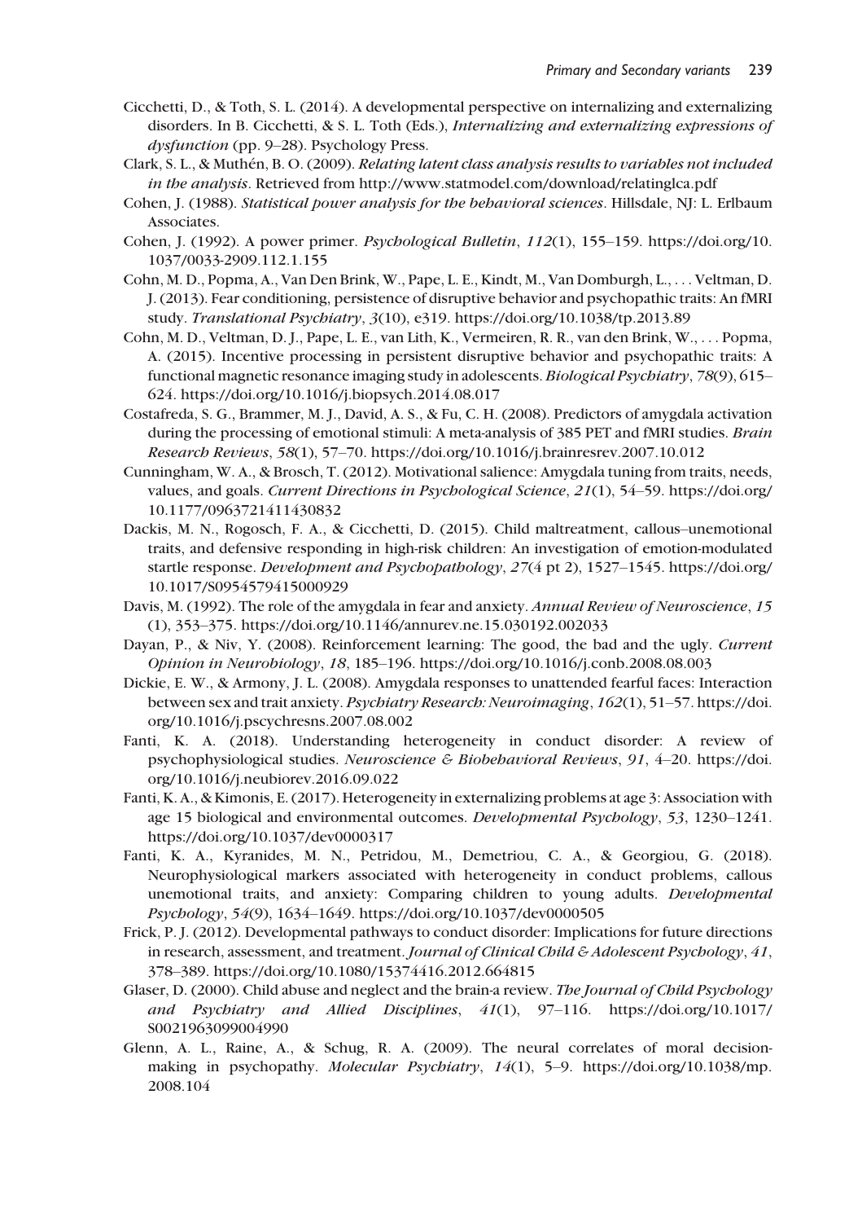Cicchetti, D., & Toth, S. L. (2014). A developmental perspective on internalizing and externalizing disorders. In B. Cicchetti, & S. L. Toth (Eds.), *Internalizing and externalizing expressions of dysfunction* (pp. 9–28). Psychology Press.

Clark, S. L., & Muthén, B. O. (2009). *Relating latent class analysis results to variables not included in the analysis*. Retrieved from http://www.statmodel.com/download/relatinglca.pdf

Cohen, J. (1988). *Statistical power analysis for the behavioral sciences*. Hillsdale, NJ: L. Erlbaum Associates.

Cohen, J. (1992). A power primer. *Psychological Bulletin*, *112*(1), 155–159. https://doi.org/10.1037/0033-2909.112.1.155

Cohn, M. D., Popma, A., Van Den Brink, W., Pape, L. E., Kindt, M., Van Domburgh, L., . . . Veltman, D. J. (2013). Fear conditioning, persistence of disruptive behavior and psychopathic traits: An fMRI study. *Translational Psychiatry*, *3*(10), e319. https://doi.org/10.1038/tp.2013.89

Cohn, M. D., Veltman, D. J., Pape, L. E., van Lith, K., Vermeiren, R. R., van den Brink, W., . . . Popma, A. (2015). Incentive processing in persistent disruptive behavior and psychopathic traits: A functional magnetic resonance imaging study in adolescents. *Biological Psychiatry*, *78*(9), 615–624. https://doi.org/10.1016/j.biopsych.2014.08.017

Costafreda, S. G., Brammer, M. J., David, A. S., & Fu, C. H. (2008). Predictors of amygdala activation during the processing of emotional stimuli: A meta-analysis of 385 PET and fMRI studies. *Brain Research Reviews*, *58*(1), 57–70. https://doi.org/10.1016/j.brainresrev.2007.10.012

Cunningham, W. A., & Brosch, T. (2012). Motivational salience: Amygdala tuning from traits, needs, values, and goals. *Current Directions in Psychological Science*, *21*(1), 54–59. https://doi.org/10.1177/0963721411430832

Dackis, M. N., Rogosch, F. A., & Cicchetti, D. (2015). Child maltreatment, callous–unemotional traits, and defensive responding in high-risk children: An investigation of emotion-modulated startle response. *Development and Psychopathology*, *27*(4 pt 2), 1527–1545. https://doi.org/10.1017/S0954579415000929

Davis, M. (1992). The role of the amygdala in fear and anxiety. *Annual Review of Neuroscience*, *15* (1), 353–375. https://doi.org/10.1146/annurev.ne.15.030192.002033

Dayan, P., & Niv, Y. (2008). Reinforcement learning: The good, the bad and the ugly. *Current Opinion in Neurobiology*, *18*, 185–196. https://doi.org/10.1016/j.conb.2008.08.003

Dickie, E. W., & Armony, J. L. (2008). Amygdala responses to unattended fearful faces: Interaction between sex and trait anxiety. *Psychiatry Research: Neuroimaging*, *162*(1), 51–57. https://doi.org/10.1016/j.pscychresns.2007.08.002

Fanti, K. A. (2018). Understanding heterogeneity in conduct disorder: A review of psychophysiological studies. *Neuroscience & Biobehavioral Reviews*, *91*, 4–20. https://doi.org/10.1016/j.neubiorev.2016.09.022

Fanti, K. A., & Kimonis, E. (2017). Heterogeneity in externalizing problems at age 3: Association with age 15 biological and environmental outcomes. *Developmental Psychology*, *53*, 1230–1241. https://doi.org/10.1037/dev0000317

Fanti, K. A., Kyranides, M. N., Petridou, M., Demetriou, C. A., & Georgiou, G. (2018). Neurophysiological markers associated with heterogeneity in conduct problems, callous unemotional traits, and anxiety: Comparing children to young adults. *Developmental Psychology*, *54*(9), 1634–1649. https://doi.org/10.1037/dev0000505

Frick, P. J. (2012). Developmental pathways to conduct disorder: Implications for future directions in research, assessment, and treatment. *Journal of Clinical Child & Adolescent Psychology*, *41*, 378–389. https://doi.org/10.1080/15374416.2012.664815

Glaser, D. (2000). Child abuse and neglect and the brain-a review. *The Journal of Child Psychology and Psychiatry and Allied Disciplines*, *41*(1), 97–116. https://doi.org/10.1017/S0021963099004990

Glenn, A. L., Raine, A., & Schug, R. A. (2009). The neural correlates of moral decision-making in psychopathy. *Molecular Psychiatry*, *14*(1), 5–9. https://doi.org/10.1038/mp.2008.104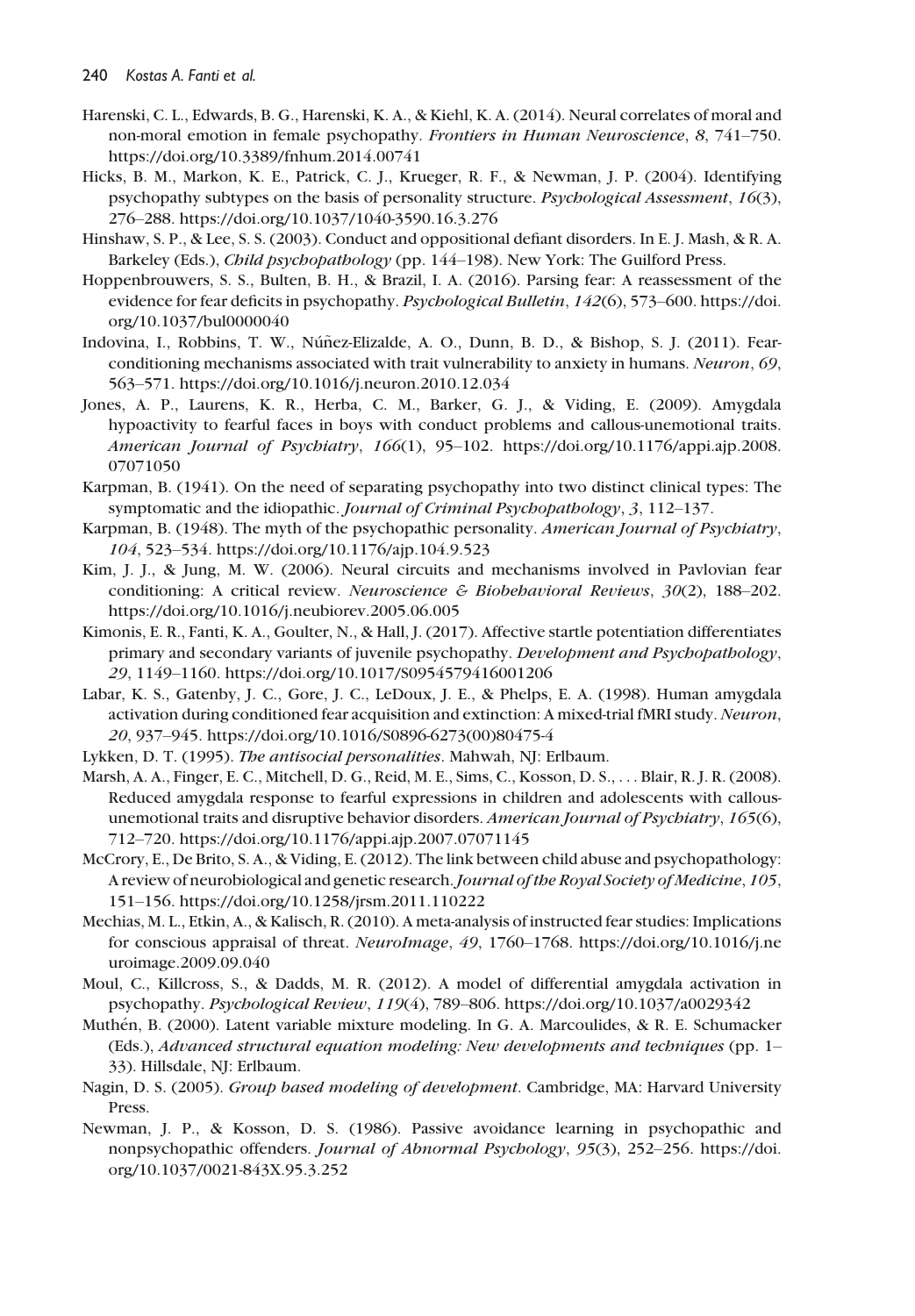Harenski, C. L., Edwards, B. G., Harenski, K. A., & Kiehl, K. A. (2014). Neural correlates of moral and non-moral emotion in female psychopathy. *Frontiers in Human Neuroscience*, *8*, 741–750. https://doi.org/10.3389/fnhum.2014.00741

Hicks, B. M., Markon, K. E., Patrick, C. J., Krueger, R. F., & Newman, J. P. (2004). Identifying psychopathy subtypes on the basis of personality structure. *Psychological Assessment*, *16*(3), 276–288. https://doi.org/10.1037/1040-3590.16.3.276

Hinshaw, S. P., & Lee, S. S. (2003). Conduct and oppositional defiant disorders. In E. J. Mash, & R. A. Barkeley (Eds.), *Child psychopathology* (pp. 144–198). New York: The Guilford Press.

Hoppenbrouwers, S. S., Bulten, B. H., & Brazil, I. A. (2016). Parsing fear: A reassessment of the evidence for fear deficits in psychopathy. *Psychological Bulletin*, *142*(6), 573–600. https://doi.org/10.1037/bul0000040

Indovina, I., Robbins, T. W., Núñez-Elizalde, A. O., Dunn, B. D., & Bishop, S. J. (2011). Fear-conditioning mechanisms associated with trait vulnerability to anxiety in humans. *Neuron*, *69*, 563–571. https://doi.org/10.1016/j.neuron.2010.12.034

Jones, A. P., Laurens, K. R., Herba, C. M., Barker, G. J., & Viding, E. (2009). Amygdala hypoactivity to fearful faces in boys with conduct problems and callous-unemotional traits. *American Journal of Psychiatry*, *166*(1), 95–102. https://doi.org/10.1176/appi.ajp.2008.07071050

Karpman, B. (1941). On the need of separating psychopathy into two distinct clinical types: The symptomatic and the idiopathic. *Journal of Criminal Psychopathology*, *3*, 112–137.

Karpman, B. (1948). The myth of the psychopathic personality. *American Journal of Psychiatry*, *104*, 523–534. https://doi.org/10.1176/ajp.104.9.523

Kim, J. J., & Jung, M. W. (2006). Neural circuits and mechanisms involved in Pavlovian fear conditioning: A critical review. *Neuroscience & Biobehavioral Reviews*, *30*(2), 188–202. https://doi.org/10.1016/j.neubiorev.2005.06.005

Kimonis, E. R., Fanti, K. A., Goulter, N., & Hall, J. (2017). Affective startle potentiation differentiates primary and secondary variants of juvenile psychopathy. *Development and Psychopathology*, *29*, 1149–1160. https://doi.org/10.1017/S0954579416001206

Labar, K. S., Gatenby, J. C., Gore, J. C., LeDoux, J. E., & Phelps, E. A. (1998). Human amygdala activation during conditioned fear acquisition and extinction: A mixed-trial fMRI study. *Neuron*, *20*, 937–945. https://doi.org/10.1016/S0896-6273(00)80475-4

Lykken, D. T. (1995). *The antisocial personalities*. Mahwah, NJ: Erlbaum.

Marsh, A. A., Finger, E. C., Mitchell, D. G., Reid, M. E., Sims, C., Kosson, D. S., . . . Blair, R. J. R. (2008). Reduced amygdala response to fearful expressions in children and adolescents with callous-unemotional traits and disruptive behavior disorders. *American Journal of Psychiatry*, *165*(6), 712–720. https://doi.org/10.1176/appi.ajp.2007.07071145

McCrory, E., De Brito, S. A., & Viding, E. (2012). The link between child abuse and psychopathology: A review of neurobiological and genetic research. *Journal of the Royal Society of Medicine*, *105*, 151–156. https://doi.org/10.1258/jrsm.2011.110222

Mechias, M. L., Etkin, A., & Kalisch, R. (2010). A meta-analysis of instructed fear studies: Implications for conscious appraisal of threat. *NeuroImage*, *49*, 1760–1768. https://doi.org/10.1016/j.neuroimage.2009.09.040

Moul, C., Killcross, S., & Dadds, M. R. (2012). A model of differential amygdala activation in psychopathy. *Psychological Review*, *119*(4), 789–806. https://doi.org/10.1037/a0029342

Muthén, B. (2000). Latent variable mixture modeling. In G. A. Marcoulides, & R. E. Schumacker (Eds.), *Advanced structural equation modeling: New developments and techniques* (pp. 1–33). Hillsdale, NJ: Erlbaum.

Nagin, D. S. (2005). *Group based modeling of development*. Cambridge, MA: Harvard University Press.

Newman, J. P., & Kosson, D. S. (1986). Passive avoidance learning in psychopathic and nonpsychopathic offenders. *Journal of Abnormal Psychology*, *95*(3), 252–256. https://doi.org/10.1037/0021-843X.95.3.252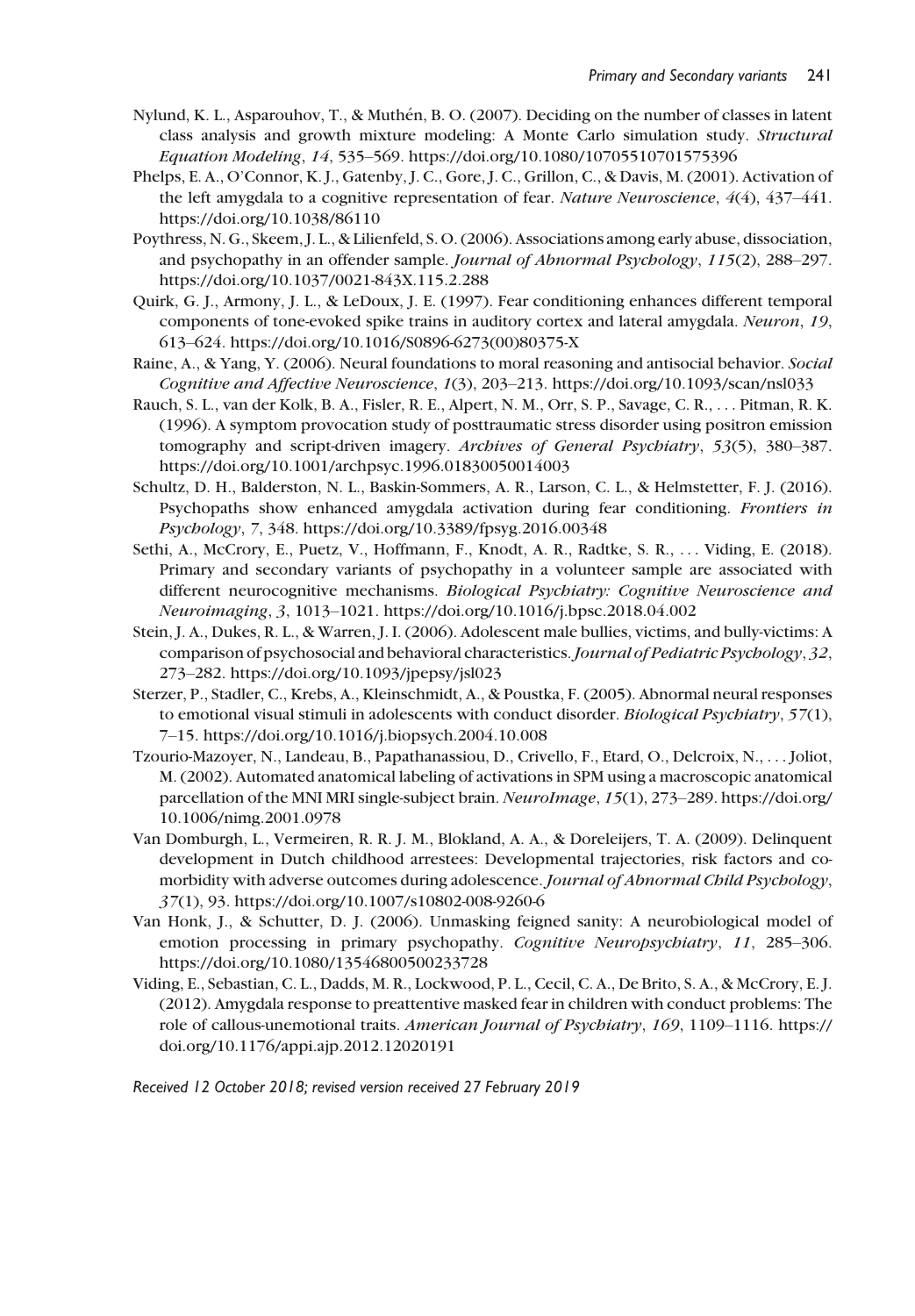Nylund, K. L., Asparouhov, T., & Muthén, B. O. (2007). Deciding on the number of classes in latent class analysis and growth mixture modeling: A Monte Carlo simulation study. *Structural Equation Modeling*, *14*, 535–569. https://doi.org/10.1080/10705510701575396

Phelps, E. A., O'Connor, K. J., Gatenby, J. C., Gore, J. C., Grillon, C., & Davis, M. (2001). Activation of the left amygdala to a cognitive representation of fear. *Nature Neuroscience*, *4*(4), 437–441. https://doi.org/10.1038/86110

Poythress, N. G., Skeem, J. L., & Lilienfeld, S. O. (2006). Associations among early abuse, dissociation, and psychopathy in an offender sample. *Journal of Abnormal Psychology*, *115*(2), 288–297. https://doi.org/10.1037/0021-843X.115.2.288

Quirk, G. J., Armony, J. L., & LeDoux, J. E. (1997). Fear conditioning enhances different temporal components of tone-evoked spike trains in auditory cortex and lateral amygdala. *Neuron*, *19*, 613–624. https://doi.org/10.1016/S0896-6273(00)80375-X

Raine, A., & Yang, Y. (2006). Neural foundations to moral reasoning and antisocial behavior. *Social Cognitive and Affective Neuroscience*, *1*(3), 203–213. https://doi.org/10.1093/scan/nsl033

Rauch, S. L., van der Kolk, B. A., Fisler, R. E., Alpert, N. M., Orr, S. P., Savage, C. R., . . . Pitman, R. K. (1996). A symptom provocation study of posttraumatic stress disorder using positron emission tomography and script-driven imagery. *Archives of General Psychiatry*, *53*(5), 380–387. https://doi.org/10.1001/archpsyc.1996.01830050014003

Schultz, D. H., Balderston, N. L., Baskin-Sommers, A. R., Larson, C. L., & Helmstetter, F. J. (2016). Psychopaths show enhanced amygdala activation during fear conditioning. *Frontiers in Psychology*, *7*, 348. https://doi.org/10.3389/fpsyg.2016.00348

Sethi, A., McCrory, E., Puetz, V., Hoffmann, F., Knodt, A. R., Radtke, S. R., . . . Viding, E. (2018). Primary and secondary variants of psychopathy in a volunteer sample are associated with different neurocognitive mechanisms. *Biological Psychiatry: Cognitive Neuroscience and Neuroimaging*, *3*, 1013–1021. https://doi.org/10.1016/j.bpsc.2018.04.002

Stein, J. A., Dukes, R. L., & Warren, J. I. (2006). Adolescent male bullies, victims, and bully-victims: A comparison of psychosocial and behavioral characteristics. *Journal of Pediatric Psychology*, *32*, 273–282. https://doi.org/10.1093/jpepsy/jsl023

Sterzer, P., Stadler, C., Krebs, A., Kleinschmidt, A., & Poustka, F. (2005). Abnormal neural responses to emotional visual stimuli in adolescents with conduct disorder. *Biological Psychiatry*, *57*(1), 7–15. https://doi.org/10.1016/j.biopsych.2004.10.008

Tzourio-Mazoyer, N., Landeau, B., Papathanassiou, D., Crivello, F., Etard, O., Delcroix, N., . . . Joliot, M. (2002). Automated anatomical labeling of activations in SPM using a macroscopic anatomical parcellation of the MNI MRI single-subject brain. *NeuroImage*, *15*(1), 273–289. https://doi.org/10.1006/nimg.2001.0978

Van Domburgh, L., Vermeiren, R. R. J. M., Blokland, A. A., & Doreleijers, T. A. (2009). Delinquent development in Dutch childhood arrestees: Developmental trajectories, risk factors and co-morbidity with adverse outcomes during adolescence. *Journal of Abnormal Child Psychology*, *37*(1), 93. https://doi.org/10.1007/s10802-008-9260-6

Van Honk, J., & Schutter, D. J. (2006). Unmasking feigned sanity: A neurobiological model of emotion processing in primary psychopathy. *Cognitive Neuropsychiatry*, *11*, 285–306. https://doi.org/10.1080/13546800500233728

Viding, E., Sebastian, C. L., Dadds, M. R., Lockwood, P. L., Cecil, C. A., De Brito, S. A., & McCrory, E. J. (2012). Amygdala response to preattentive masked fear in children with conduct problems: The role of callous-unemotional traits. *American Journal of Psychiatry*, *169*, 1109–1116. https://doi.org/10.1176/appi.ajp.2012.12020191

*Received 12 October 2018; revised version received 27 February 2019*